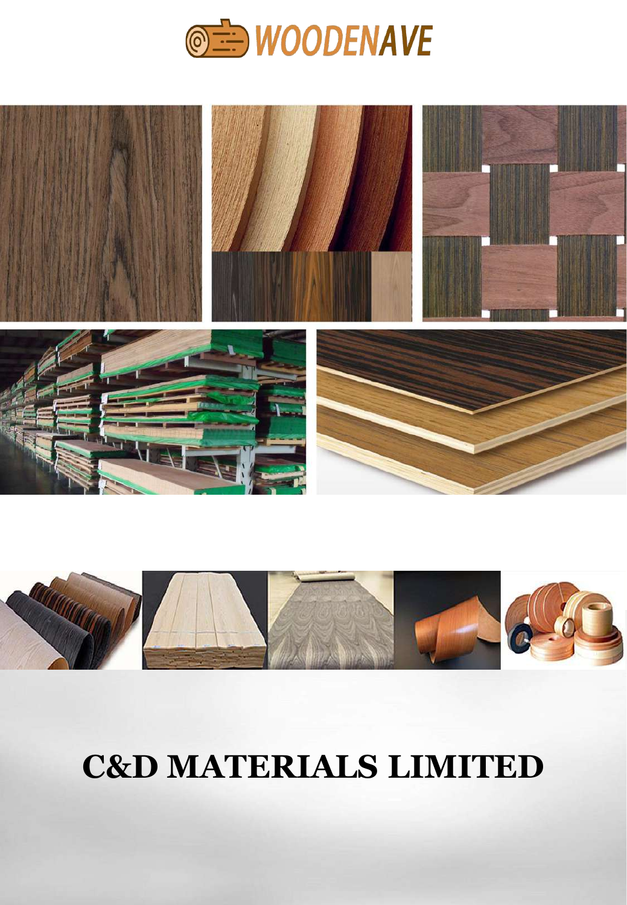WOODENAVE

# C&D MATERIALS LIMITED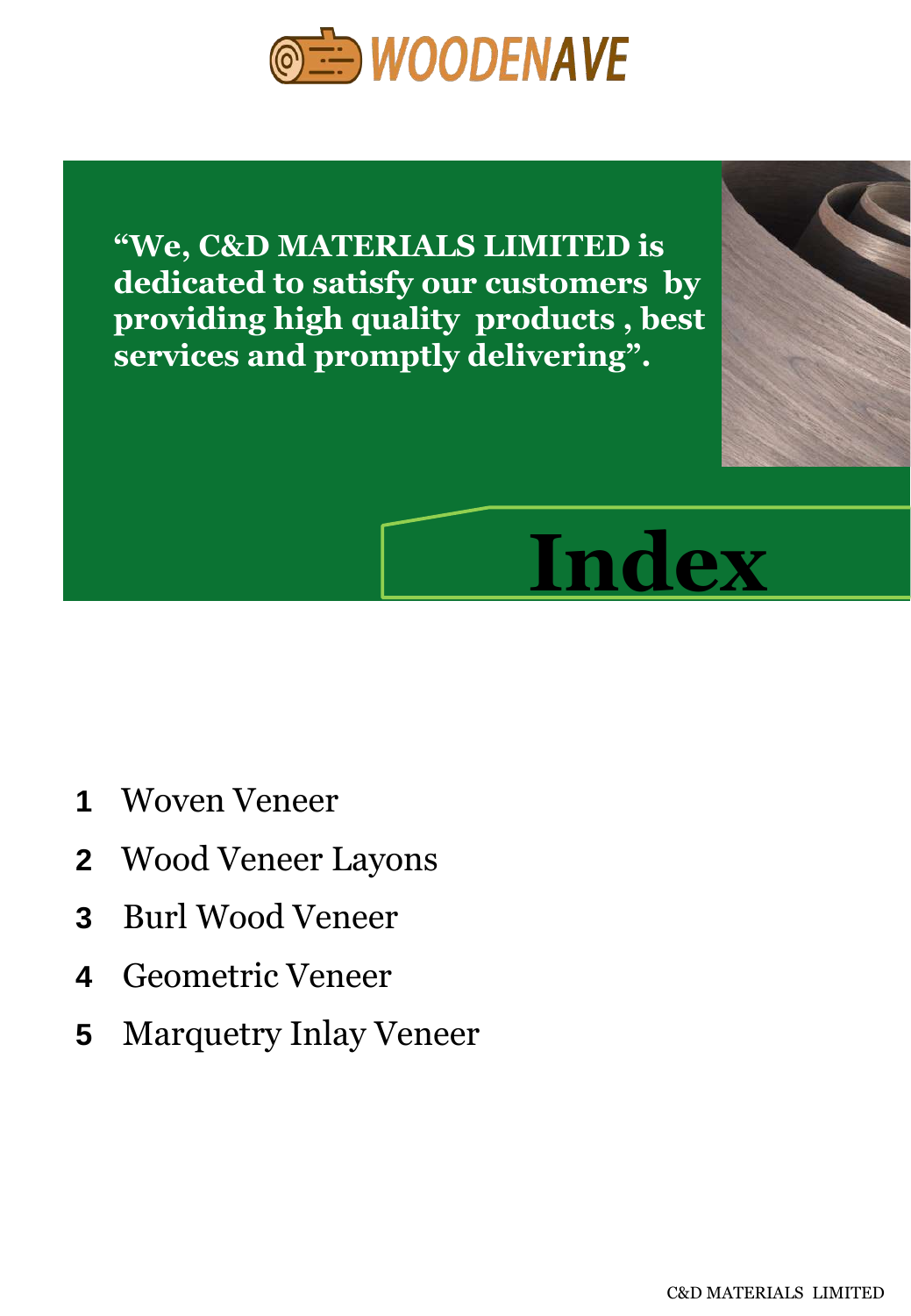WOODENAVE

**“We, C&D MATERIALS LIMITED is dedicated to satisfy our customers by providing high quality products , best services and promptly delivering”.**

# Index

1. Woven Veneer
2. Wood Veneer Layons
3. Burl Wood Veneer
4. Geometric Veneer
5. Marquetry Inlay Veneer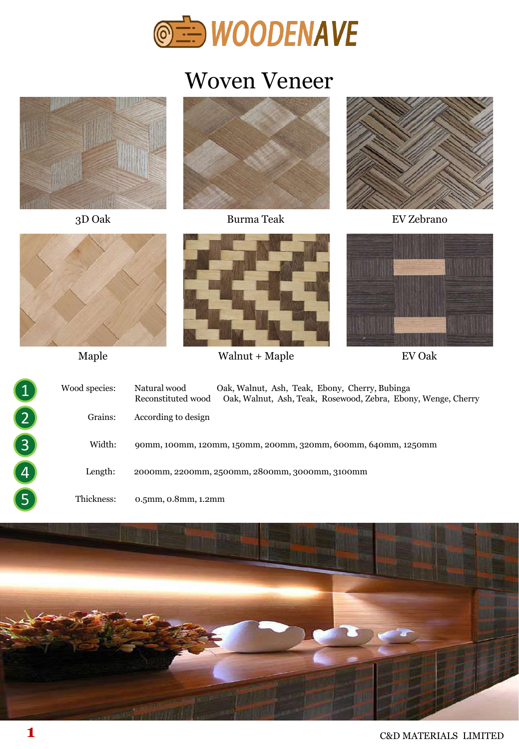# WOODENAVE

## Woven Veneer

3D Oak

Burma Teak

EV Zebrano

Maple

Walnut + Maple

EV Oak

| | | | |
|---|---|---|---|
| 1 | Wood species: | Natural wood | Oak, Walnut, Ash, Teak, Ebony, Cherry, Bubinga |
| | | Reconstituted wood | Oak, Walnut, Ash, Teak, Rosewood, Zebra, Ebony, Wenge, Cherry |
| 2 | Grains: | According to design | |
| 3 | Width: | 90mm, 100mm, 120mm, 150mm, 200mm, 320mm, 600mm, 640mm, 1250mm | |
| 4 | Length: | 2000mm, 2200mm, 2500mm, 2800mm, 3000mm, 3100mm | |
| 5 | Thickness: | 0.5mm, 0.8mm, 1.2mm | |

C&D MATERIALS LIMITED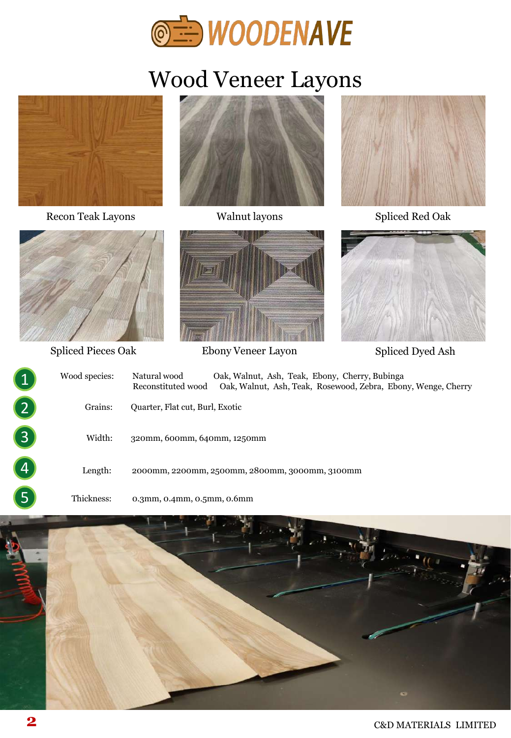WOODENAVE

# Wood Veneer Layons

Recon Teak Layons

Walnut layons

Spliced Red Oak

Spliced Pieces Oak

Ebony Veneer Layon

Spliced Dyed Ash

| | | | |
|---|---|---|---|
| 1 | Wood species: | Natural wood | Oak, Walnut, Ash, Teak, Ebony, Cherry, Bubinga |
| | | Reconstituted wood | Oak, Walnut, Ash, Teak, Rosewood, Zebra, Ebony, Wenge, Cherry |
| 2 | Grains: | Quarter, Flat cut, Burl, Exotic | |
| 3 | Width: | 320mm, 600mm, 640mm, 1250mm | |
| 4 | Length: | 2000mm, 2200mm, 2500mm, 2800mm, 3000mm, 3100mm | |
| 5 | Thickness: | 0.3mm, 0.4mm, 0.5mm, 0.6mm | |

C&D MATERIALS LIMITED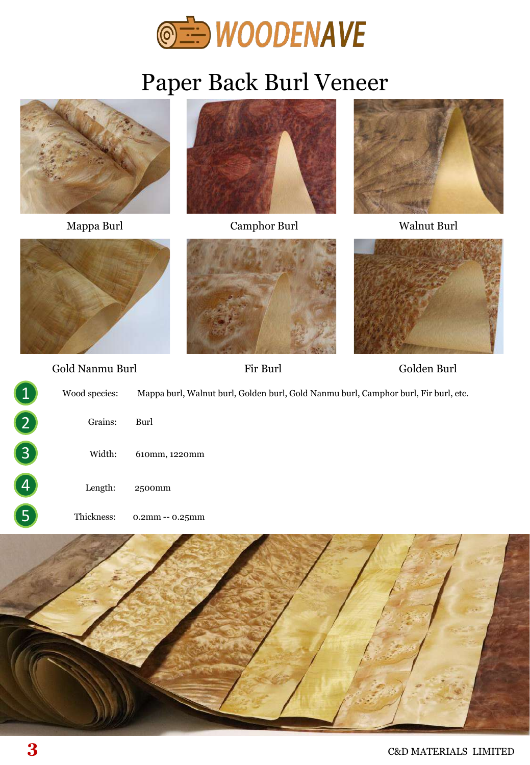WOODENAVE

# Paper Back Burl Veneer

Mappa Burl

Camphor Burl

Walnut Burl

Gold Nanmu Burl

Fir Burl

Golden Burl

1. Wood species: Mappa burl, Walnut burl, Golden burl, Gold Nanmu burl, Camphor burl, Fir burl, etc.
2. Grains: Burl
3. Width: 610mm, 1220mm
4. Length: 2500mm
5. Thickness: 0.2mm -- 0.25mm

C&D MATERIALS LIMITED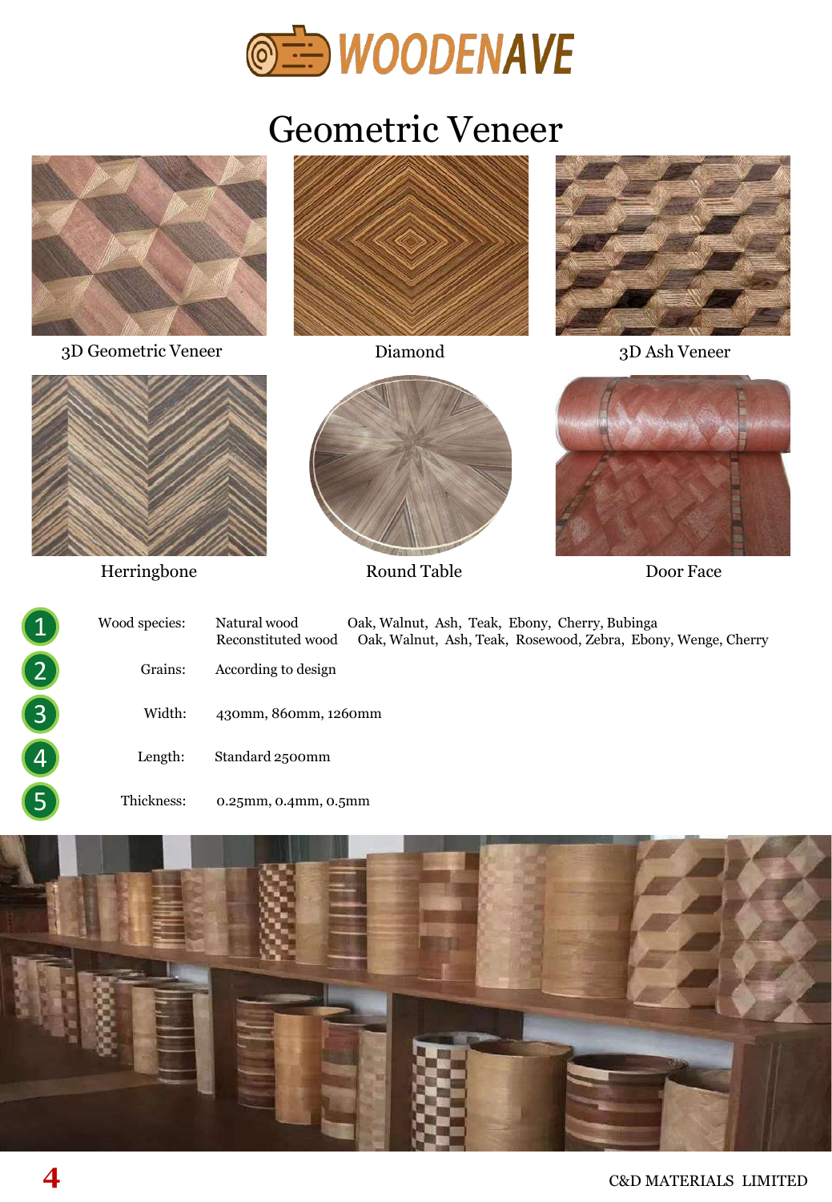# WOODENAVE

## Geometric Veneer

3D Geometric Veneer

Diamond

3D Ash Veneer

Herringbone

Round Table

Door Face

1. Wood species: Natural wood — Oak, Walnut, Ash, Teak, Ebony, Cherry, Bubinga
   Reconstituted wood — Oak, Walnut, Ash, Teak, Rosewood, Zebra, Ebony, Wenge, Cherry
2. Grains: According to design
3. Width: 430mm, 860mm, 1260mm
4. Length: Standard 2500mm
5. Thickness: 0.25mm, 0.4mm, 0.5mm

C&D MATERIALS LIMITED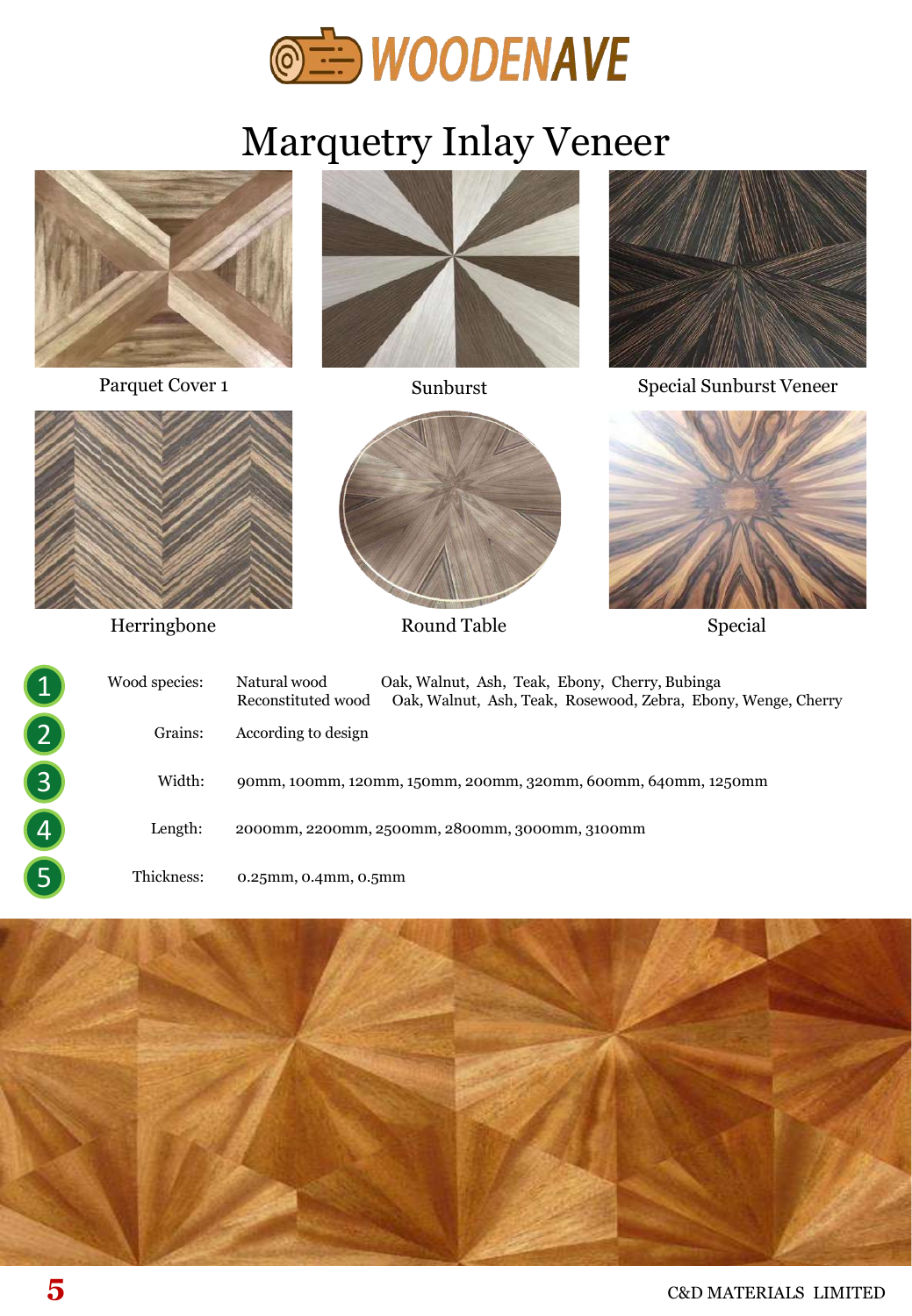# WOODENAVE

## Marquetry Inlay Veneer

Parquet Cover 1

Sunburst

Special Sunburst Veneer

Herringbone

Round Table

Special

| # | | | |
|---|---|---|---|
| 1 | Wood species: | Natural wood | Oak, Walnut, Ash, Teak, Ebony, Cherry, Bubinga |
| | | Reconstituted wood | Oak, Walnut, Ash, Teak, Rosewood, Zebra, Ebony, Wenge, Cherry |
| 2 | Grains: | According to design | |
| 3 | Width: | 90mm, 100mm, 120mm, 150mm, 200mm, 320mm, 600mm, 640mm, 1250mm | |
| 4 | Length: | 2000mm, 2200mm, 2500mm, 2800mm, 3000mm, 3100mm | |
| 5 | Thickness: | 0.25mm, 0.4mm, 0.5mm | |

C&D MATERIALS LIMITED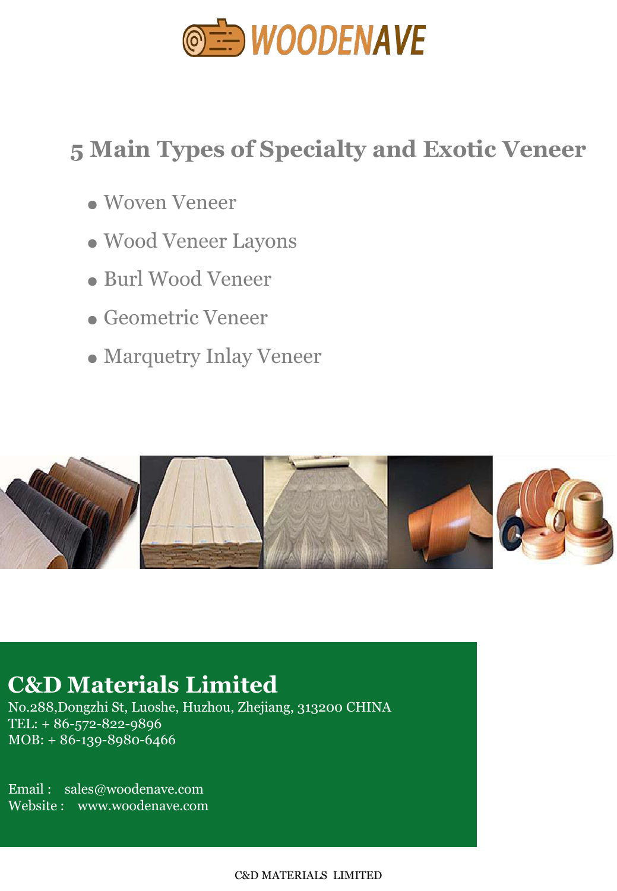WOODENAVE

## 5 Main Types of Specialty and Exotic Veneer

- Woven Veneer
- Wood Veneer Layons
- Burl Wood Veneer
- Geometric Veneer
- Marquetry Inlay Veneer

## C&D Materials Limited

No.288,Dongzhi St, Luoshe, Huzhou, Zhejiang, 313200 CHINA
TEL: + 86-572-822-9896
MOB: + 86-139-8980-6466

Email : sales@woodenave.com
Website : www.woodenave.com